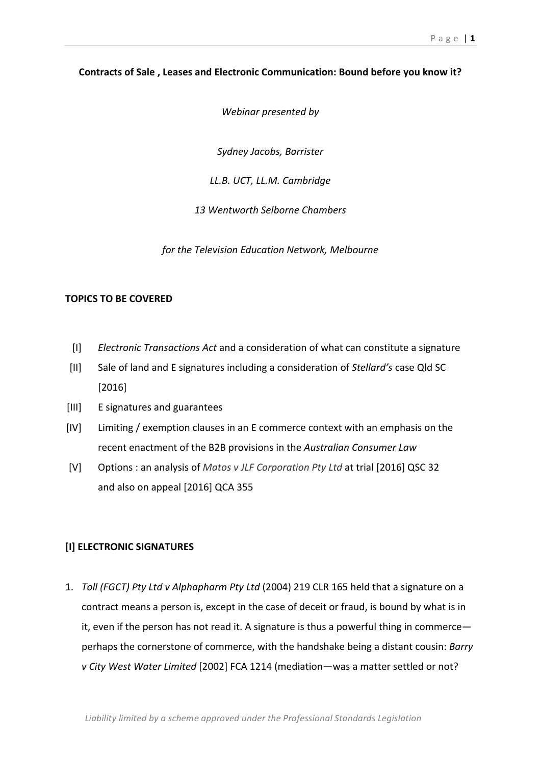**Contracts of Sale , Leases and Electronic Communication: Bound before you know it?**

*Webinar presented by*

*Sydney Jacobs, Barrister*

*LL.B. UCT, LL.M. Cambridge*

*13 Wentworth Selborne Chambers*

*for the Television Education Network, Melbourne*

**TOPICS TO BE COVERED**

- [I] *Electronic Transactions Act* and a consideration of what can constitute a signature
- [II] Sale of land and E signatures including a consideration of *Stellard's* case Qld SC [2016]
- [III] E signatures and guarantees
- [IV] Limiting / exemption clauses in an E commerce context with an emphasis on the recent enactment of the B2B provisions in the *Australian Consumer Law*
- [V] Options : an analysis of *Matos v JLF Corporation Pty Ltd* at trial [2016] QSC 32 and also on appeal [2016] QCA 355

**[I] ELECTRONIC SIGNATURES**

1. *Toll (FGCT) Pty Ltd v Alphapharm Pty Ltd* (2004) 219 CLR 165 held that a signature on a contract means a person is, except in the case of deceit or fraud, is bound by what is in it, even if the person has not read it. A signature is thus a powerful thing in commerce—perhaps the cornerstone of commerce, with the handshake being a distant cousin: *Barry v City West Water Limited* [2002] FCA 1214 (mediation—was a matter settled or not?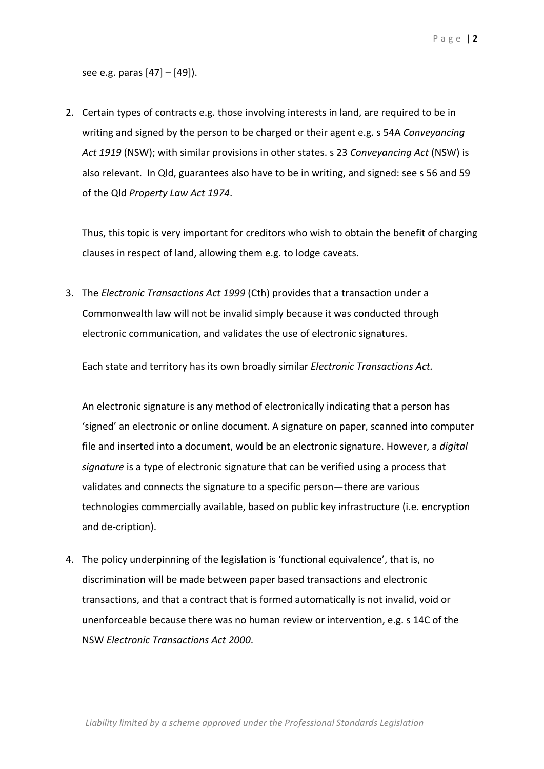see e.g. paras [47] – [49]).

2. Certain types of contracts e.g. those involving interests in land, are required to be in writing and signed by the person to be charged or their agent e.g. s 54A *Conveyancing Act 1919* (NSW); with similar provisions in other states. s 23 *Conveyancing Act* (NSW) is also relevant. In Qld, guarantees also have to be in writing, and signed: see s 56 and 59 of the Qld *Property Law Act 1974*.

   Thus, this topic is very important for creditors who wish to obtain the benefit of charging clauses in respect of land, allowing them e.g. to lodge caveats.

3. The *Electronic Transactions Act 1999* (Cth) provides that a transaction under a Commonwealth law will not be invalid simply because it was conducted through electronic communication, and validates the use of electronic signatures.

   Each state and territory has its own broadly similar *Electronic Transactions Act*.

   An electronic signature is any method of electronically indicating that a person has 'signed' an electronic or online document. A signature on paper, scanned into computer file and inserted into a document, would be an electronic signature. However, a *digital signature* is a type of electronic signature that can be verified using a process that validates and connects the signature to a specific person—there are various technologies commercially available, based on public key infrastructure (i.e. encryption and de-cription).

4. The policy underpinning of the legislation is 'functional equivalence', that is, no discrimination will be made between paper based transactions and electronic transactions, and that a contract that is formed automatically is not invalid, void or unenforceable because there was no human review or intervention, e.g. s 14C of the NSW *Electronic Transactions Act 2000*.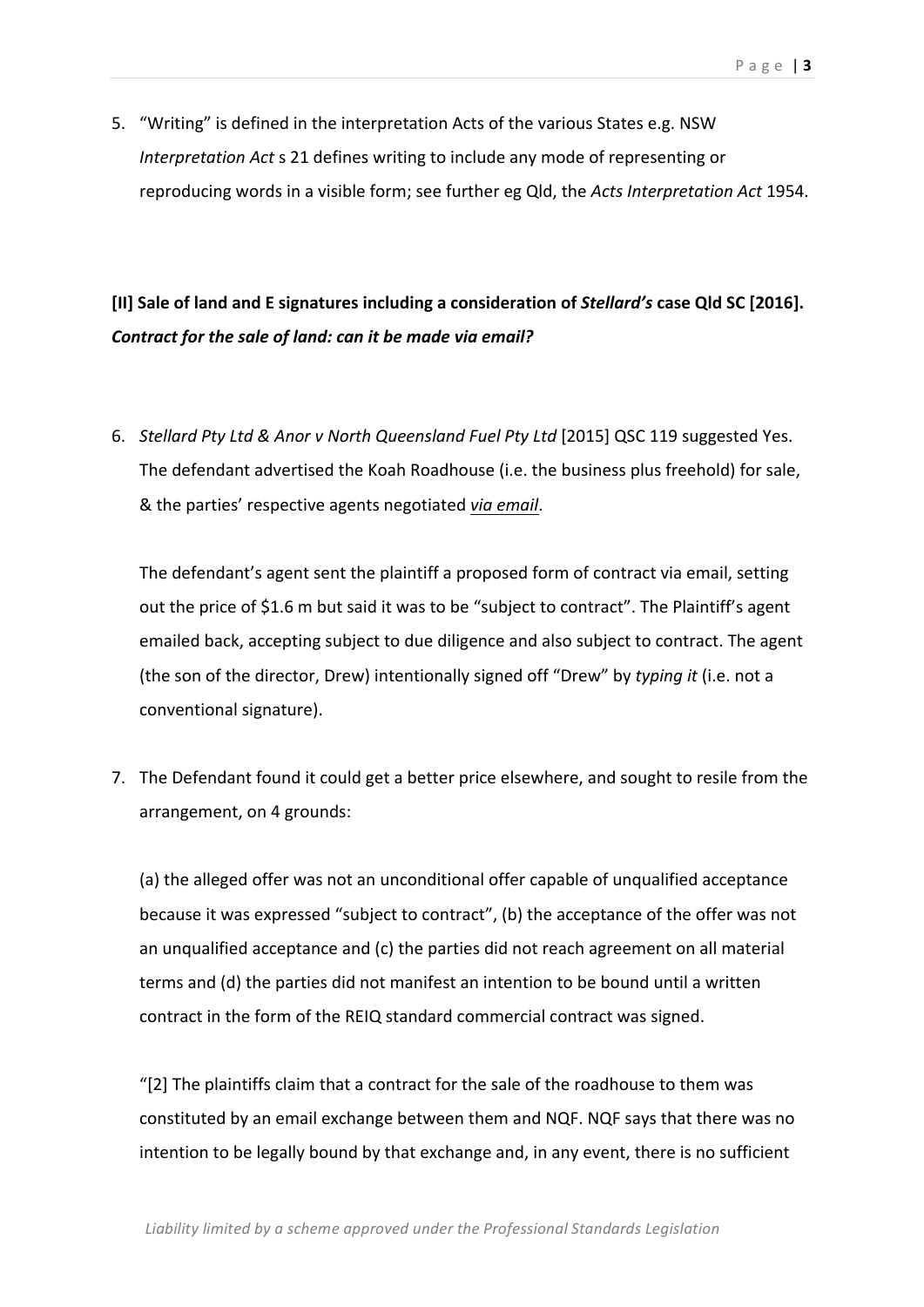5. "Writing" is defined in the interpretation Acts of the various States e.g. NSW *Interpretation Act* s 21 defines writing to include any mode of representing or reproducing words in a visible form; see further eg Qld, the *Acts Interpretation Act* 1954.

**[II] Sale of land and E signatures including a consideration of *Stellard's* case Qld SC [2016].**
***Contract for the sale of land: can it be made via email?***

6. *Stellard Pty Ltd & Anor v North Queensland Fuel Pty Ltd* [2015] QSC 119 suggested Yes. The defendant advertised the Koah Roadhouse (i.e. the business plus freehold) for sale, & the parties' respective agents negotiated ***via email***.

   The defendant's agent sent the plaintiff a proposed form of contract via email, setting out the price of $1.6 m but said it was to be "subject to contract". The Plaintiff's agent emailed back, accepting subject to due diligence and also subject to contract. The agent (the son of the director, Drew) intentionally signed off "Drew" by *typing it* (i.e. not a conventional signature).

7. The Defendant found it could get a better price elsewhere, and sought to resile from the arrangement, on 4 grounds:

   (a) the alleged offer was not an unconditional offer capable of unqualified acceptance because it was expressed "subject to contract", (b) the acceptance of the offer was not an unqualified acceptance and (c) the parties did not reach agreement on all material terms and (d) the parties did not manifest an intention to be bound until a written contract in the form of the REIQ standard commercial contract was signed.

   "[2] The plaintiffs claim that a contract for the sale of the roadhouse to them was constituted by an email exchange between them and NQF. NQF says that there was no intention to be legally bound by that exchange and, in any event, there is no sufficient

*Liability limited by a scheme approved under the Professional Standards Legislation*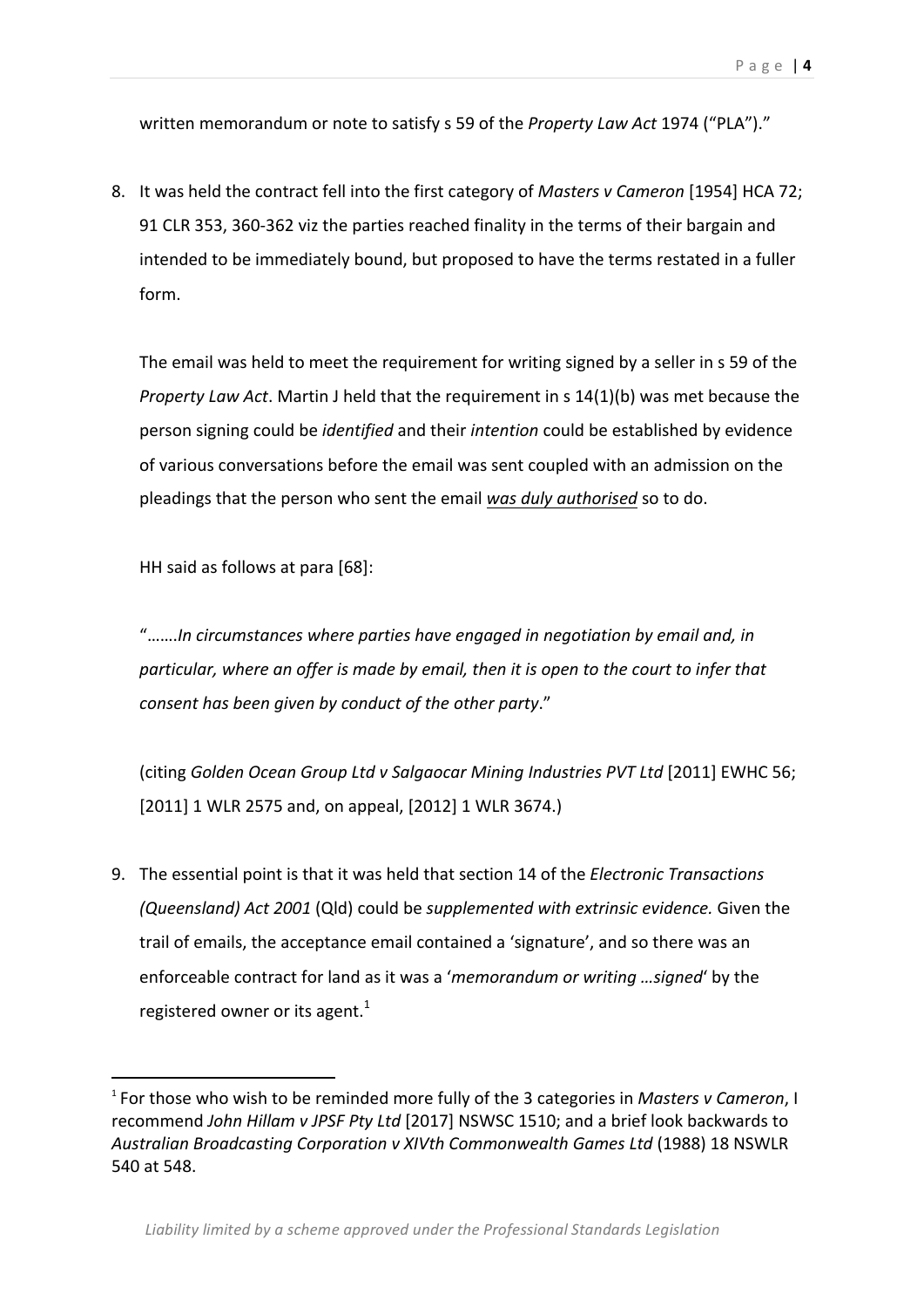written memorandum or note to satisfy s 59 of the *Property Law Act* 1974 ("PLA")."

8. It was held the contract fell into the first category of *Masters v Cameron* [1954] HCA 72; 91 CLR 353, 360-362 viz the parties reached finality in the terms of their bargain and intended to be immediately bound, but proposed to have the terms restated in a fuller form.

   The email was held to meet the requirement for writing signed by a seller in s 59 of the *Property Law Act*. Martin J held that the requirement in s 14(1)(b) was met because the person signing could be *identified* and their *intention* could be established by evidence of various conversations before the email was sent coupled with an admission on the pleadings that the person who sent the email ***<u>was duly authorised</u>*** so to do.

   HH said as follows at para [68]:

   "…….*In circumstances where parties have engaged in negotiation by email and, in particular, where an offer is made by email, then it is open to the court to infer that consent has been given by conduct of the other party*."

   (citing *Golden Ocean Group Ltd v Salgaocar Mining Industries PVT Ltd* [2011] EWHC 56; [2011] 1 WLR 2575 and, on appeal, [2012] 1 WLR 3674.)

9. The essential point is that it was held that section 14 of the *Electronic Transactions (Queensland) Act 2001* (Qld) could be *supplemented with extrinsic evidence.* Given the trail of emails, the acceptance email contained a 'signature', and so there was an enforceable contract for land as it was a '*memorandum or writing …signed*' by the registered owner or its agent.[1]

---

[1] For those who wish to be reminded more fully of the 3 categories in *Masters v Cameron*, I recommend *John Hillam v JPSF Pty Ltd* [2017] NSWSC 1510; and a brief look backwards to *Australian Broadcasting Corporation v XIVth Commonwealth Games Ltd* (1988) 18 NSWLR 540 at 548.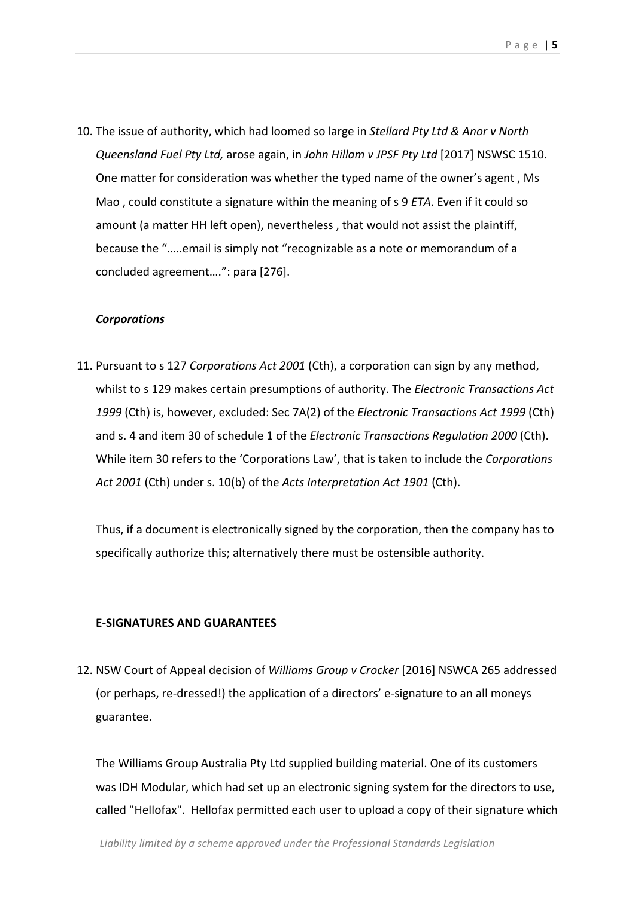10. The issue of authority, which had loomed so large in *Stellard Pty Ltd & Anor v North Queensland Fuel Pty Ltd,* arose again, in *John Hillam v JPSF Pty Ltd* [2017] NSWSC 1510. One matter for consideration was whether the typed name of the owner's agent , Ms Mao , could constitute a signature within the meaning of s 9 *ETA*. Even if it could so amount (a matter HH left open), nevertheless , that would not assist the plaintiff, because the "…..email is simply not "recognizable as a note or memorandum of a concluded agreement….": para [276].

***Corporations***

11. Pursuant to s 127 *Corporations Act 2001* (Cth), a corporation can sign by any method, whilst to s 129 makes certain presumptions of authority. The *Electronic Transactions Act 1999* (Cth) is, however, excluded: Sec 7A(2) of the *Electronic Transactions Act 1999* (Cth) and s. 4 and item 30 of schedule 1 of the *Electronic Transactions Regulation 2000* (Cth). While item 30 refers to the 'Corporations Law', that is taken to include the *Corporations Act 2001* (Cth) under s. 10(b) of the *Acts Interpretation Act 1901* (Cth).

    Thus, if a document is electronically signed by the corporation, then the company has to specifically authorize this; alternatively there must be ostensible authority.

**E-SIGNATURES AND GUARANTEES**

12. NSW Court of Appeal decision of *Williams Group v Crocker* [2016] NSWCA 265 addressed (or perhaps, re-dressed!) the application of a directors' e-signature to an all moneys guarantee.

    The Williams Group Australia Pty Ltd supplied building material. One of its customers was IDH Modular, which had set up an electronic signing system for the directors to use, called "Hellofax". Hellofax permitted each user to upload a copy of their signature which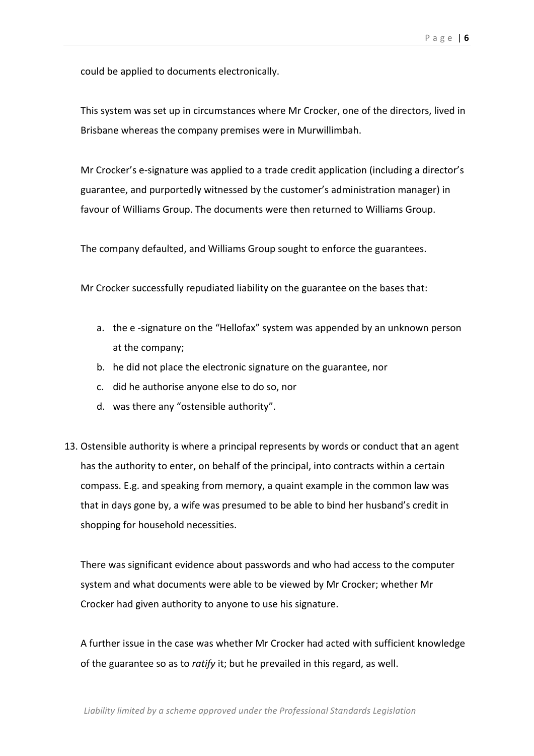could be applied to documents electronically.

This system was set up in circumstances where Mr Crocker, one of the directors, lived in Brisbane whereas the company premises were in Murwillimbah.

Mr Crocker's e-signature was applied to a trade credit application (including a director's guarantee, and purportedly witnessed by the customer's administration manager) in favour of Williams Group. The documents were then returned to Williams Group.

The company defaulted, and Williams Group sought to enforce the guarantees.

Mr Crocker successfully repudiated liability on the guarantee on the bases that:

a. the e -signature on the "Hellofax" system was appended by an unknown person at the company;
b. he did not place the electronic signature on the guarantee, nor
c. did he authorise anyone else to do so, nor
d. was there any "ostensible authority".

13. Ostensible authority is where a principal represents by words or conduct that an agent has the authority to enter, on behalf of the principal, into contracts within a certain compass. E.g. and speaking from memory, a quaint example in the common law was that in days gone by, a wife was presumed to be able to bind her husband's credit in shopping for household necessities.

    There was significant evidence about passwords and who had access to the computer system and what documents were able to be viewed by Mr Crocker; whether Mr Crocker had given authority to anyone to use his signature.

    A further issue in the case was whether Mr Crocker had acted with sufficient knowledge of the guarantee so as to *ratify* it; but he prevailed in this regard, as well.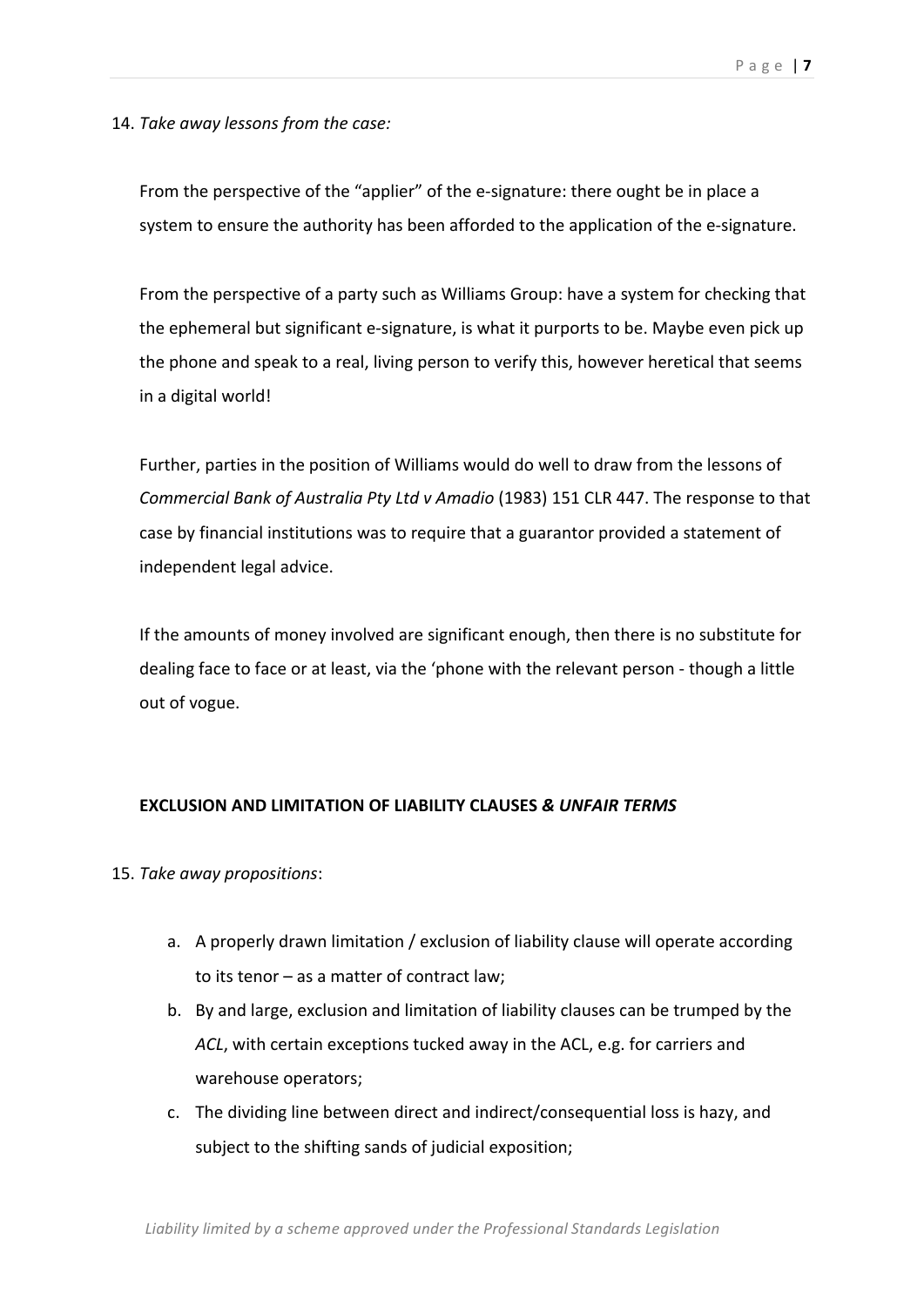14. *Take away lessons from the case:*

From the perspective of the "applier" of the e-signature: there ought be in place a system to ensure the authority has been afforded to the application of the e-signature.

From the perspective of a party such as Williams Group: have a system for checking that the ephemeral but significant e-signature, is what it purports to be. Maybe even pick up the phone and speak to a real, living person to verify this, however heretical that seems in a digital world!

Further, parties in the position of Williams would do well to draw from the lessons of *Commercial Bank of Australia Pty Ltd v Amadio* (1983) 151 CLR 447. The response to that case by financial institutions was to require that a guarantor provided a statement of independent legal advice.

If the amounts of money involved are significant enough, then there is no substitute for dealing face to face or at least, via the 'phone with the relevant person - though a little out of vogue.

**EXCLUSION AND LIMITATION OF LIABILITY CLAUSES *& UNFAIR TERMS***

15. *Take away propositions*:

   a. A properly drawn limitation / exclusion of liability clause will operate according to its tenor – as a matter of contract law;
   b. By and large, exclusion and limitation of liability clauses can be trumped by the *ACL*, with certain exceptions tucked away in the ACL, e.g. for carriers and warehouse operators;
   c. The dividing line between direct and indirect/consequential loss is hazy, and subject to the shifting sands of judicial exposition;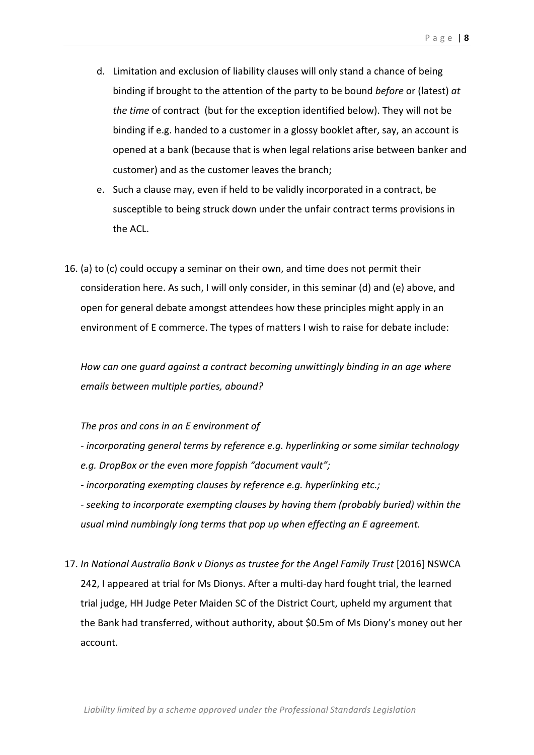d. Limitation and exclusion of liability clauses will only stand a chance of being binding if brought to the attention of the party to be bound *before* or (latest) *at the time* of contract (but for the exception identified below). They will not be binding if e.g. handed to a customer in a glossy booklet after, say, an account is opened at a bank (because that is when legal relations arise between banker and customer) and as the customer leaves the branch;

e. Such a clause may, even if held to be validly incorporated in a contract, be susceptible to being struck down under the unfair contract terms provisions in the ACL.

16. (a) to (c) could occupy a seminar on their own, and time does not permit their consideration here. As such, I will only consider, in this seminar (d) and (e) above, and open for general debate amongst attendees how these principles might apply in an environment of E commerce. The types of matters I wish to raise for debate include:

*How can one guard against a contract becoming unwittingly binding in an age where emails between multiple parties, abound?*

*The pros and cons in an E environment of*

*- incorporating general terms by reference e.g. hyperlinking or some similar technology e.g. DropBox or the even more foppish "document vault";*

*- incorporating exempting clauses by reference e.g. hyperlinking etc.;*

*- seeking to incorporate exempting clauses by having them (probably buried) within the usual mind numbingly long terms that pop up when effecting an E agreement.*

17. *In National Australia Bank v Dionys as trustee for the Angel Family Trust* [2016] NSWCA 242, I appeared at trial for Ms Dionys. After a multi-day hard fought trial, the learned trial judge, HH Judge Peter Maiden SC of the District Court, upheld my argument that the Bank had transferred, without authority, about $0.5m of Ms Diony's money out her account.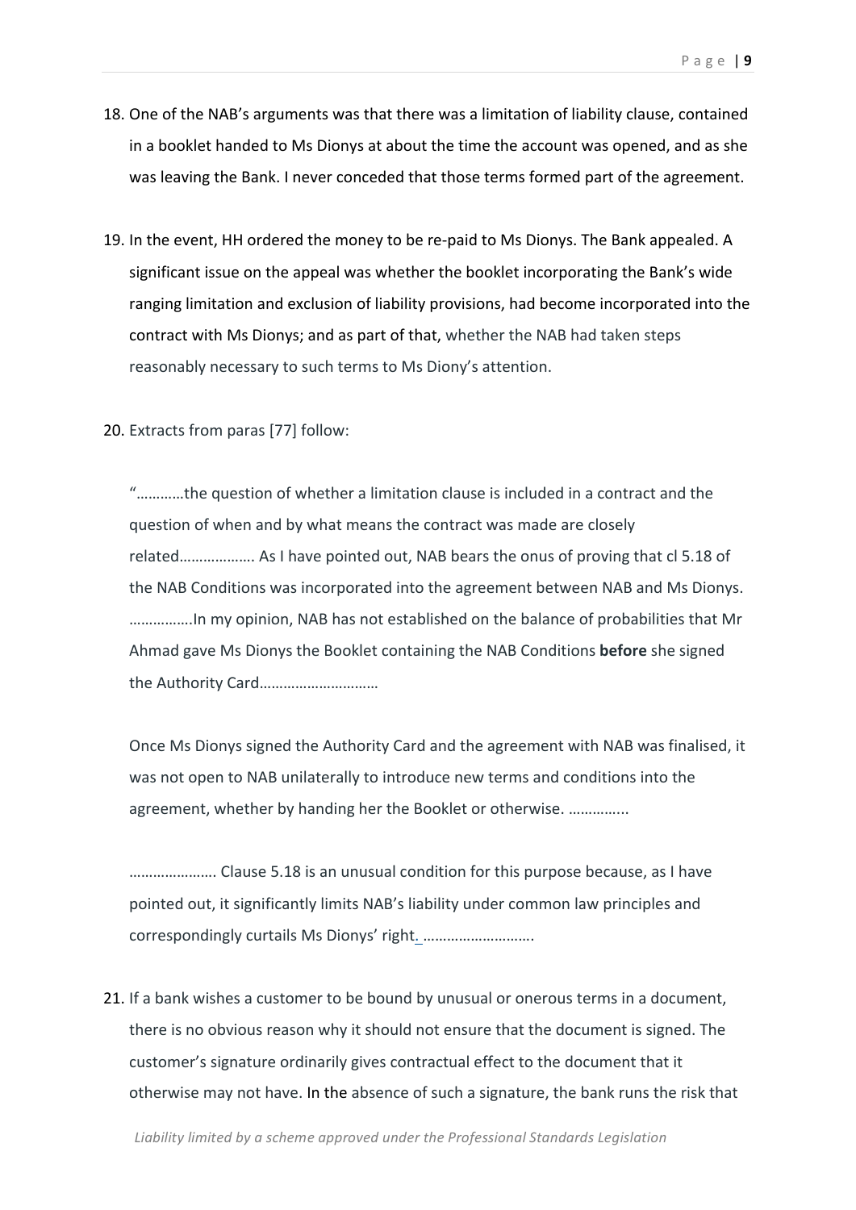18. One of the NAB's arguments was that there was a limitation of liability clause, contained in a booklet handed to Ms Dionys at about the time the account was opened, and as she was leaving the Bank. I never conceded that those terms formed part of the agreement.

19. In the event, HH ordered the money to be re-paid to Ms Dionys. The Bank appealed. A significant issue on the appeal was whether the booklet incorporating the Bank's wide ranging limitation and exclusion of liability provisions, had become incorporated into the contract with Ms Dionys; and as part of that, whether the NAB had taken steps reasonably necessary to such terms to Ms Diony's attention.

20. Extracts from paras [77] follow:

   "…………the question of whether a limitation clause is included in a contract and the question of when and by what means the contract was made are closely related………………. As I have pointed out, NAB bears the onus of proving that cl 5.18 of the NAB Conditions was incorporated into the agreement between NAB and Ms Dionys. …………….In my opinion, NAB has not established on the balance of probabilities that Mr Ahmad gave Ms Dionys the Booklet containing the NAB Conditions **before** she signed the Authority Card…………………………

   Once Ms Dionys signed the Authority Card and the agreement with NAB was finalised, it was not open to NAB unilaterally to introduce new terms and conditions into the agreement, whether by handing her the Booklet or otherwise. …………..

   …………………. Clause 5.18 is an unusual condition for this purpose because, as I have pointed out, it significantly limits NAB's liability under common law principles and correspondingly curtails Ms Dionys' right. ……………………….

21. If a bank wishes a customer to be bound by unusual or onerous terms in a document, there is no obvious reason why it should not ensure that the document is signed. The customer's signature ordinarily gives contractual effect to the document that it otherwise may not have. In the absence of such a signature, the bank runs the risk that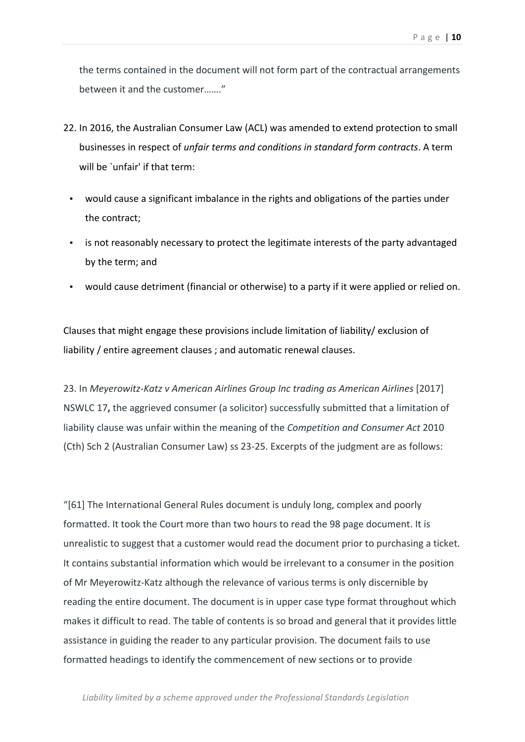the terms contained in the document will not form part of the contractual arrangements between it and the customer……."

22. In 2016, the Australian Consumer Law (ACL) was amended to extend protection to small businesses in respect of *unfair terms and conditions in standard form contracts*. A term will be `unfair' if that term:

- would cause a significant imbalance in the rights and obligations of the parties under the contract;
- is not reasonably necessary to protect the legitimate interests of the party advantaged by the term; and
- would cause detriment (financial or otherwise) to a party if it were applied or relied on.

Clauses that might engage these provisions include limitation of liability/ exclusion of liability / entire agreement clauses ; and automatic renewal clauses.

23. In *Meyerowitz-Katz v American Airlines Group Inc trading as American Airlines* [2017] NSWLC 17**,** the aggrieved consumer (a solicitor) successfully submitted that a limitation of liability clause was unfair within the meaning of the *Competition and Consumer Act* 2010 (Cth) Sch 2 (Australian Consumer Law) ss 23-25. Excerpts of the judgment are as follows:

"[61] The International General Rules document is unduly long, complex and poorly formatted. It took the Court more than two hours to read the 98 page document. It is unrealistic to suggest that a customer would read the document prior to purchasing a ticket. It contains substantial information which would be irrelevant to a consumer in the position of Mr Meyerowitz-Katz although the relevance of various terms is only discernible by reading the entire document. The document is in upper case type format throughout which makes it difficult to read. The table of contents is so broad and general that it provides little assistance in guiding the reader to any particular provision. The document fails to use formatted headings to identify the commencement of new sections or to provide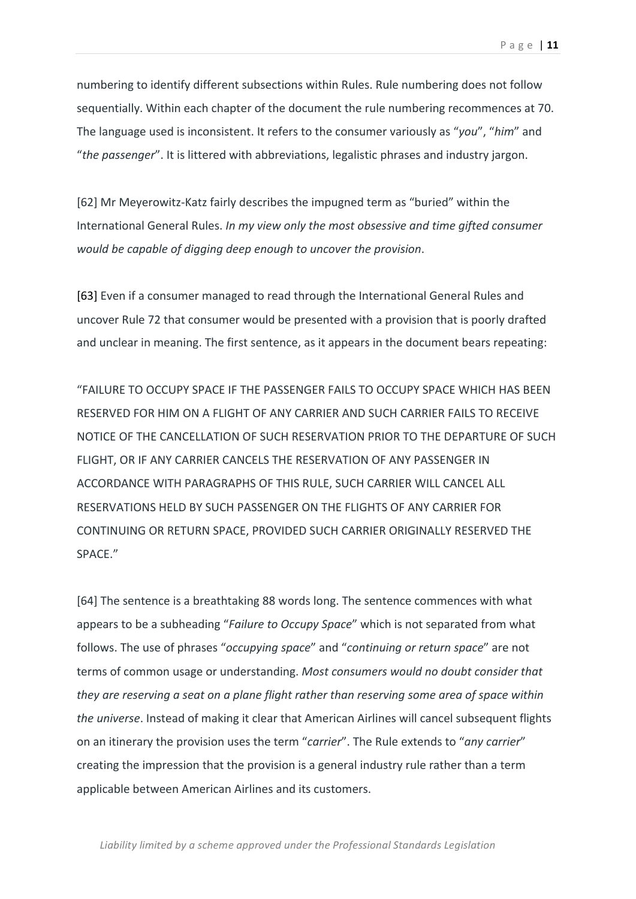numbering to identify different subsections within Rules. Rule numbering does not follow sequentially. Within each chapter of the document the rule numbering recommences at 70. The language used is inconsistent. It refers to the consumer variously as "*you*", "*him*" and "*the passenger*". It is littered with abbreviations, legalistic phrases and industry jargon.

[62] Mr Meyerowitz-Katz fairly describes the impugned term as "buried" within the International General Rules. *In my view only the most obsessive and time gifted consumer would be capable of digging deep enough to uncover the provision*.

[63] Even if a consumer managed to read through the International General Rules and uncover Rule 72 that consumer would be presented with a provision that is poorly drafted and unclear in meaning. The first sentence, as it appears in the document bears repeating:

"FAILURE TO OCCUPY SPACE IF THE PASSENGER FAILS TO OCCUPY SPACE WHICH HAS BEEN RESERVED FOR HIM ON A FLIGHT OF ANY CARRIER AND SUCH CARRIER FAILS TO RECEIVE NOTICE OF THE CANCELLATION OF SUCH RESERVATION PRIOR TO THE DEPARTURE OF SUCH FLIGHT, OR IF ANY CARRIER CANCELS THE RESERVATION OF ANY PASSENGER IN ACCORDANCE WITH PARAGRAPHS OF THIS RULE, SUCH CARRIER WILL CANCEL ALL RESERVATIONS HELD BY SUCH PASSENGER ON THE FLIGHTS OF ANY CARRIER FOR CONTINUING OR RETURN SPACE, PROVIDED SUCH CARRIER ORIGINALLY RESERVED THE SPACE."

[64] The sentence is a breathtaking 88 words long. The sentence commences with what appears to be a subheading "*Failure to Occupy Space*" which is not separated from what follows. The use of phrases "*occupying space*" and "*continuing or return space*" are not terms of common usage or understanding. *Most consumers would no doubt consider that they are reserving a seat on a plane flight rather than reserving some area of space within the universe*. Instead of making it clear that American Airlines will cancel subsequent flights on an itinerary the provision uses the term "*carrier*". The Rule extends to "*any carrier*" creating the impression that the provision is a general industry rule rather than a term applicable between American Airlines and its customers.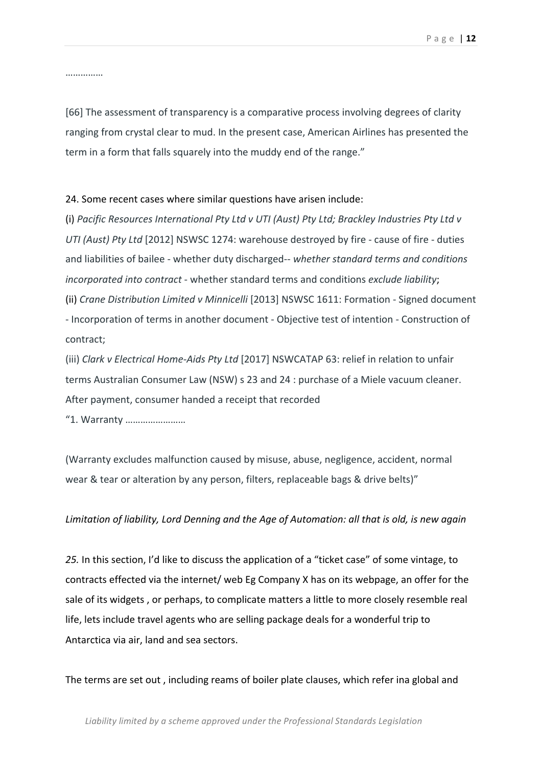……………

[66] The assessment of transparency is a comparative process involving degrees of clarity ranging from crystal clear to mud. In the present case, American Airlines has presented the term in a form that falls squarely into the muddy end of the range."

24. Some recent cases where similar questions have arisen include:

(i) *Pacific Resources International Pty Ltd v UTI (Aust) Pty Ltd; Brackley Industries Pty Ltd v UTI (Aust) Pty Ltd* [2012] NSWSC 1274: warehouse destroyed by fire - cause of fire - duties and liabilities of bailee - whether duty discharged-- *whether standard terms and conditions incorporated into contract* - whether standard terms and conditions *exclude liability*;

(ii) *Crane Distribution Limited v Minnicelli* [2013] NSWSC 1611: Formation - Signed document - Incorporation of terms in another document - Objective test of intention - Construction of contract;

(iii) *Clark v Electrical Home-Aids Pty Ltd* [2017] NSWCATAP 63: relief in relation to unfair terms Australian Consumer Law (NSW) s 23 and 24 : purchase of a Miele vacuum cleaner. After payment, consumer handed a receipt that recorded

"1. Warranty ……………………

(Warranty excludes malfunction caused by misuse, abuse, negligence, accident, normal wear & tear or alteration by any person, filters, replaceable bags & drive belts)"

*Limitation of liability, Lord Denning and the Age of Automation: all that is old, is new again*

*25.* In this section, I'd like to discuss the application of a "ticket case" of some vintage, to contracts effected via the internet/ web Eg Company X has on its webpage, an offer for the sale of its widgets , or perhaps, to complicate matters a little to more closely resemble real life, lets include travel agents who are selling package deals for a wonderful trip to Antarctica via air, land and sea sectors.

The terms are set out , including reams of boiler plate clauses, which refer ina global and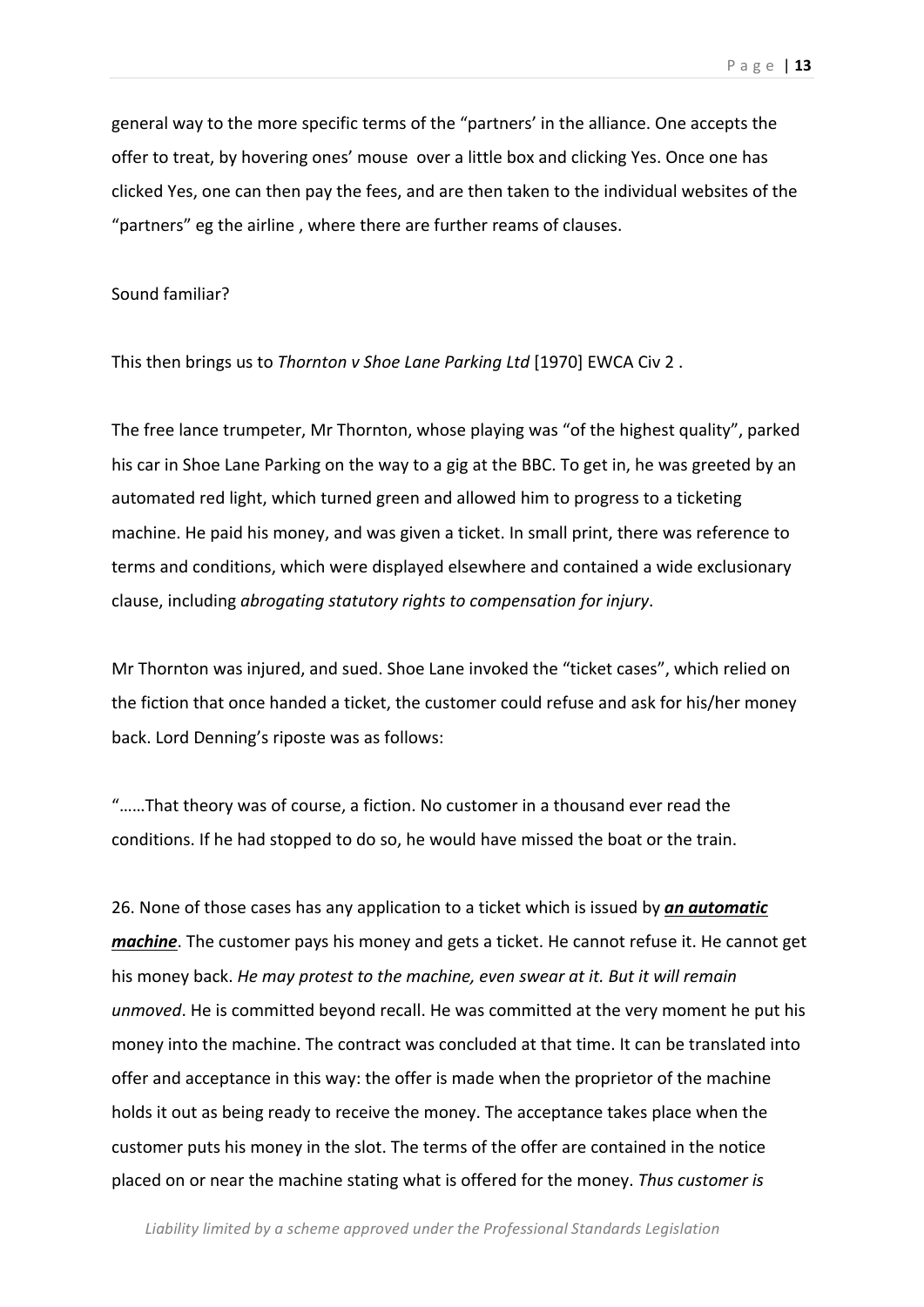general way to the more specific terms of the "partners' in the alliance. One accepts the offer to treat, by hovering ones' mouse over a little box and clicking Yes. Once one has clicked Yes, one can then pay the fees, and are then taken to the individual websites of the "partners" eg the airline , where there are further reams of clauses.

Sound familiar?

This then brings us to *Thornton v Shoe Lane Parking Ltd* [1970] EWCA Civ 2 .

The free lance trumpeter, Mr Thornton, whose playing was "of the highest quality", parked his car in Shoe Lane Parking on the way to a gig at the BBC. To get in, he was greeted by an automated red light, which turned green and allowed him to progress to a ticketing machine. He paid his money, and was given a ticket. In small print, there was reference to terms and conditions, which were displayed elsewhere and contained a wide exclusionary clause, including *abrogating statutory rights to compensation for injury*.

Mr Thornton was injured, and sued. Shoe Lane invoked the "ticket cases", which relied on the fiction that once handed a ticket, the customer could refuse and ask for his/her money back. Lord Denning's riposte was as follows:

"……That theory was of course, a fiction. No customer in a thousand ever read the conditions. If he had stopped to do so, he would have missed the boat or the train.

26. None of those cases has any application to a ticket which is issued by ***__an automatic machine__***. The customer pays his money and gets a ticket. He cannot refuse it. He cannot get his money back. *He may protest to the machine, even swear at it. But it will remain unmoved*. He is committed beyond recall. He was committed at the very moment he put his money into the machine. The contract was concluded at that time. It can be translated into offer and acceptance in this way: the offer is made when the proprietor of the machine holds it out as being ready to receive the money. The acceptance takes place when the customer puts his money in the slot. The terms of the offer are contained in the notice placed on or near the machine stating what is offered for the money. *Thus customer is*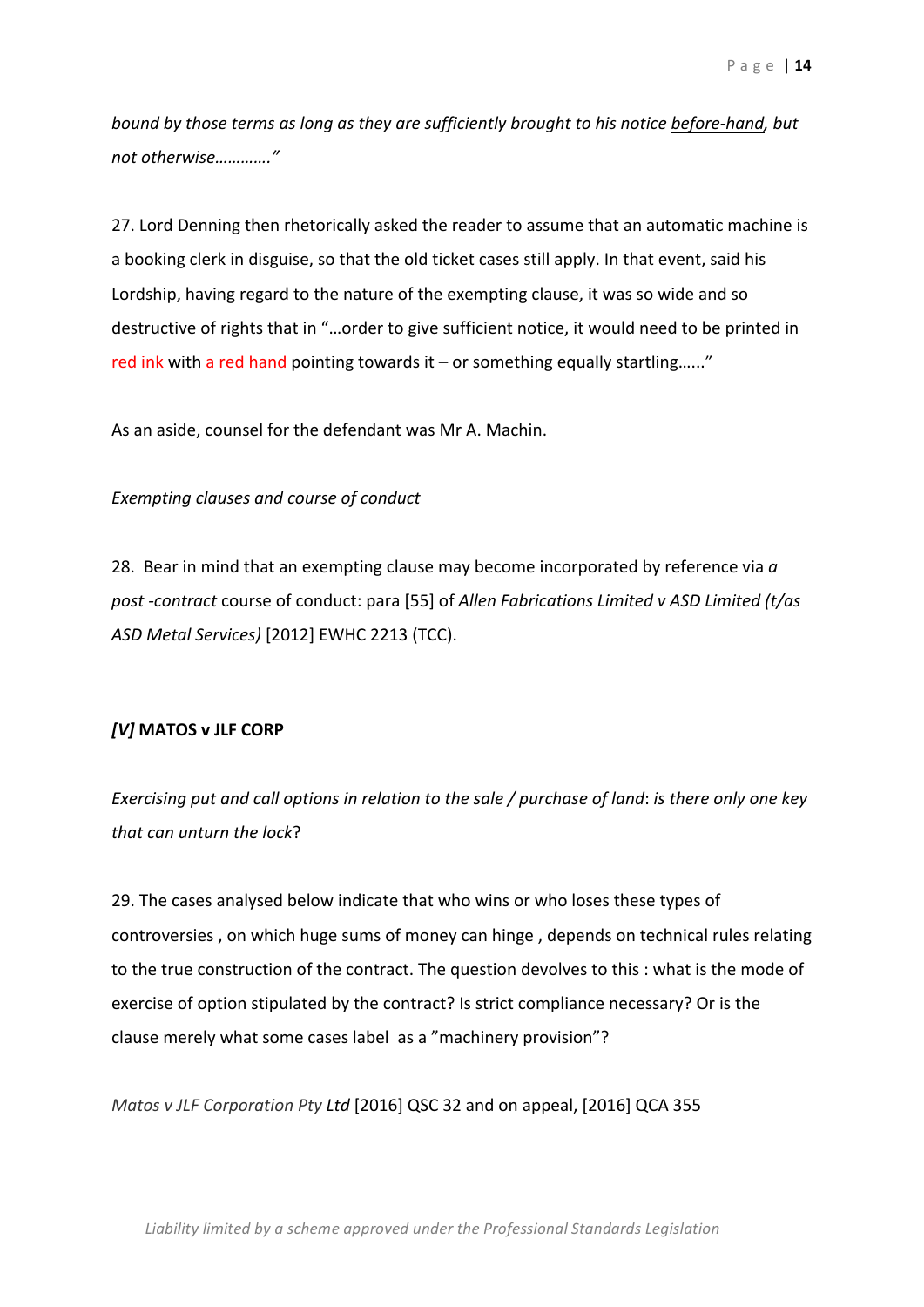*bound by those terms as long as they are sufficiently brought to his notice* before-hand*, but not otherwise…………."*

27. Lord Denning then rhetorically asked the reader to assume that an automatic machine is a booking clerk in disguise, so that the old ticket cases still apply. In that event, said his Lordship, having regard to the nature of the exempting clause, it was so wide and so destructive of rights that in "…order to give sufficient notice, it would need to be printed in red ink with a red hand pointing towards it – or something equally startling……"

As an aside, counsel for the defendant was Mr A. Machin.

*Exempting clauses and course of conduct*

28. Bear in mind that an exempting clause may become incorporated by reference via *a post -contract* course of conduct: para [55] of *Allen Fabrications Limited v ASD Limited (t/as ASD Metal Services)* [2012] EWHC 2213 (TCC).

#### *[V]* **MATOS v JLF CORP**

*Exercising put and call options in relation to the sale / purchase of land*: *is there only one key that can unturn the lock*?

29. The cases analysed below indicate that who wins or who loses these types of controversies , on which huge sums of money can hinge , depends on technical rules relating to the true construction of the contract. The question devolves to this : what is the mode of exercise of option stipulated by the contract? Is strict compliance necessary? Or is the clause merely what some cases label as a "machinery provision"?

*Matos v JLF Corporation Pty Ltd* [2016] QSC 32 and on appeal, [2016] QCA 355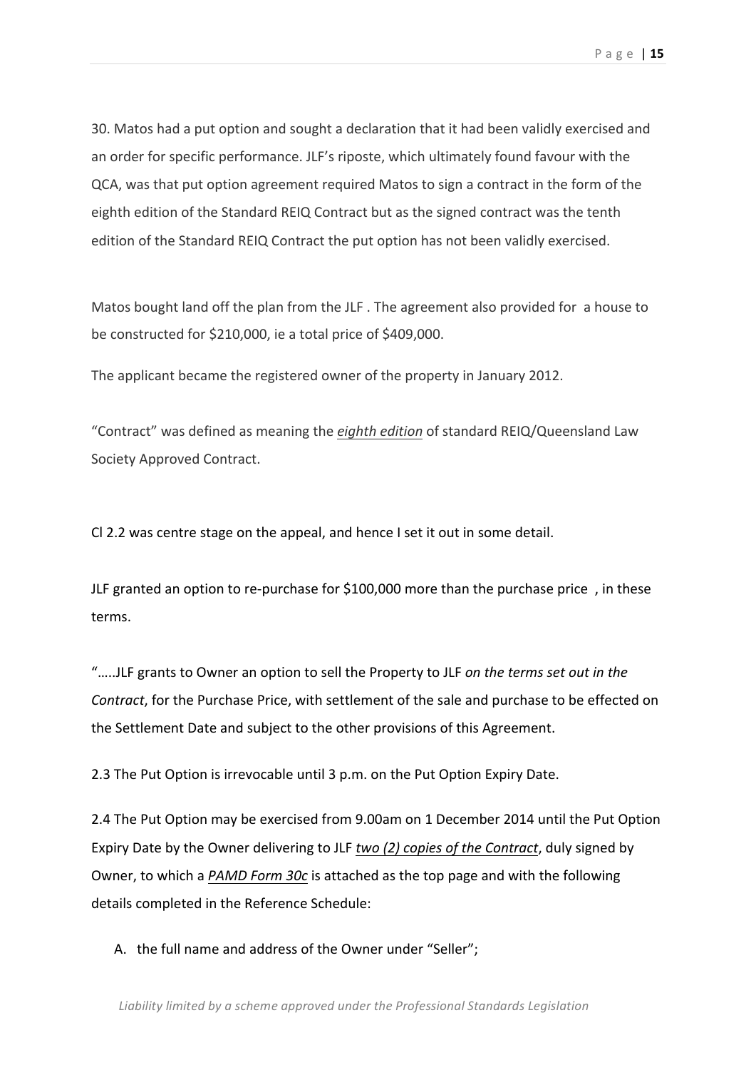30. Matos had a put option and sought a declaration that it had been validly exercised and an order for specific performance. JLF's riposte, which ultimately found favour with the QCA, was that put option agreement required Matos to sign a contract in the form of the eighth edition of the Standard REIQ Contract but as the signed contract was the tenth edition of the Standard REIQ Contract the put option has not been validly exercised.

Matos bought land off the plan from the JLF . The agreement also provided for a house to be constructed for $210,000, ie a total price of $409,000.

The applicant became the registered owner of the property in January 2012.

"Contract" was defined as meaning the *__eighth edition__* of standard REIQ/Queensland Law Society Approved Contract.

Cl 2.2 was centre stage on the appeal, and hence I set it out in some detail.

JLF granted an option to re-purchase for $100,000 more than the purchase price , in these terms.

".....JLF grants to Owner an option to sell the Property to JLF *on the terms set out in the Contract*, for the Purchase Price, with settlement of the sale and purchase to be effected on the Settlement Date and subject to the other provisions of this Agreement.

2.3 The Put Option is irrevocable until 3 p.m. on the Put Option Expiry Date.

2.4 The Put Option may be exercised from 9.00am on 1 December 2014 until the Put Option Expiry Date by the Owner delivering to JLF *__two (2) copies of the Contract__*, duly signed by Owner, to which a *__PAMD Form 30c__* is attached as the top page and with the following details completed in the Reference Schedule:

A. the full name and address of the Owner under "Seller";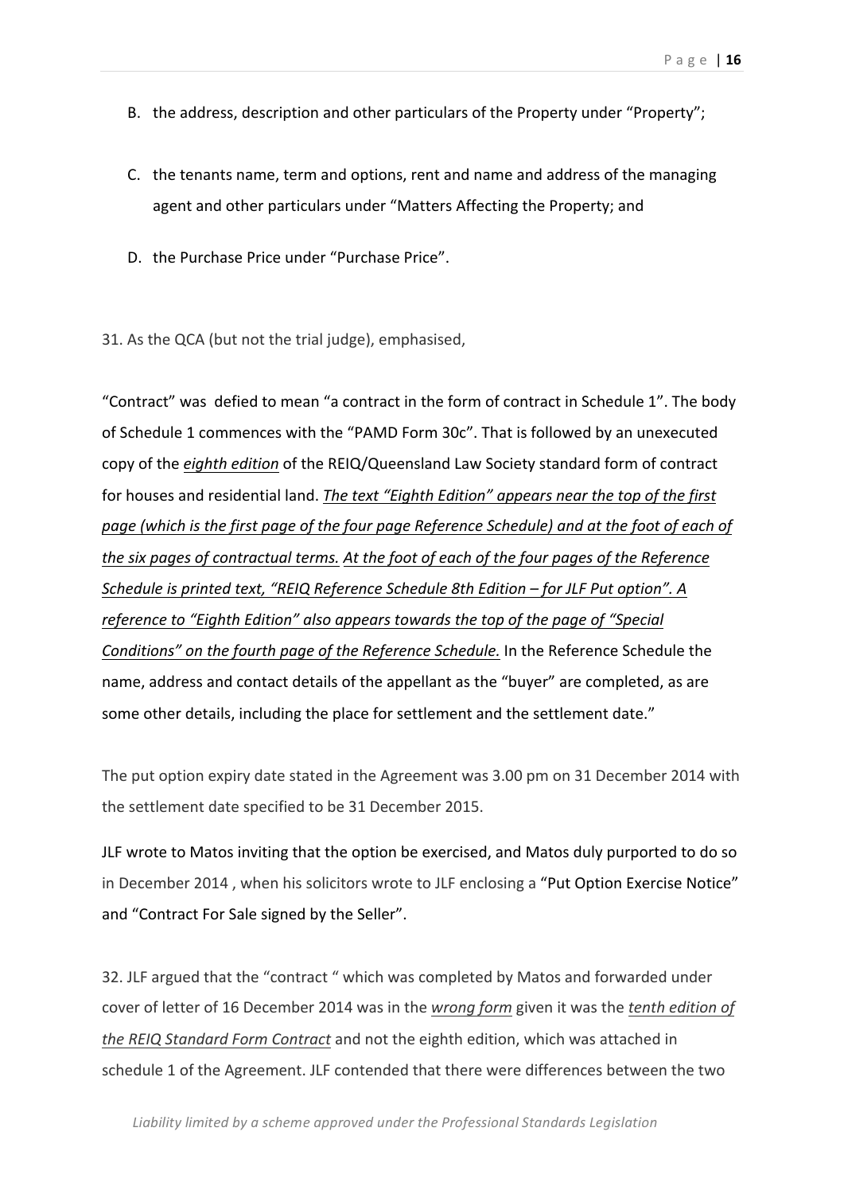B. the address, description and other particulars of the Property under "Property";

C. the tenants name, term and options, rent and name and address of the managing agent and other particulars under "Matters Affecting the Property; and

D. the Purchase Price under "Purchase Price".

31. As the QCA (but not the trial judge), emphasised,

"Contract" was defied to mean "a contract in the form of contract in Schedule 1". The body of Schedule 1 commences with the "PAMD Form 30c". That is followed by an unexecuted copy of the <u>*eighth edition*</u> of the REIQ/Queensland Law Society standard form of contract for houses and residential land. <u>*The text "Eighth Edition" appears near the top of the first page (which is the first page of the four page Reference Schedule) and at the foot of each of the six pages of contractual terms.*</u> <u>*At the foot of each of the four pages of the Reference Schedule is printed text, "REIQ Reference Schedule 8th Edition – for JLF Put option". A reference to "Eighth Edition" also appears towards the top of the page of "Special Conditions" on the fourth page of the Reference Schedule.*</u> In the Reference Schedule the name, address and contact details of the appellant as the "buyer" are completed, as are some other details, including the place for settlement and the settlement date."

The put option expiry date stated in the Agreement was 3.00 pm on 31 December 2014 with the settlement date specified to be 31 December 2015.

JLF wrote to Matos inviting that the option be exercised, and Matos duly purported to do so in December 2014 , when his solicitors wrote to JLF enclosing a "Put Option Exercise Notice" and "Contract For Sale signed by the Seller".

32. JLF argued that the "contract " which was completed by Matos and forwarded under cover of letter of 16 December 2014 was in the <u>*wrong form*</u> given it was the <u>*tenth edition of the REIQ Standard Form Contract*</u> and not the eighth edition, which was attached in schedule 1 of the Agreement. JLF contended that there were differences between the two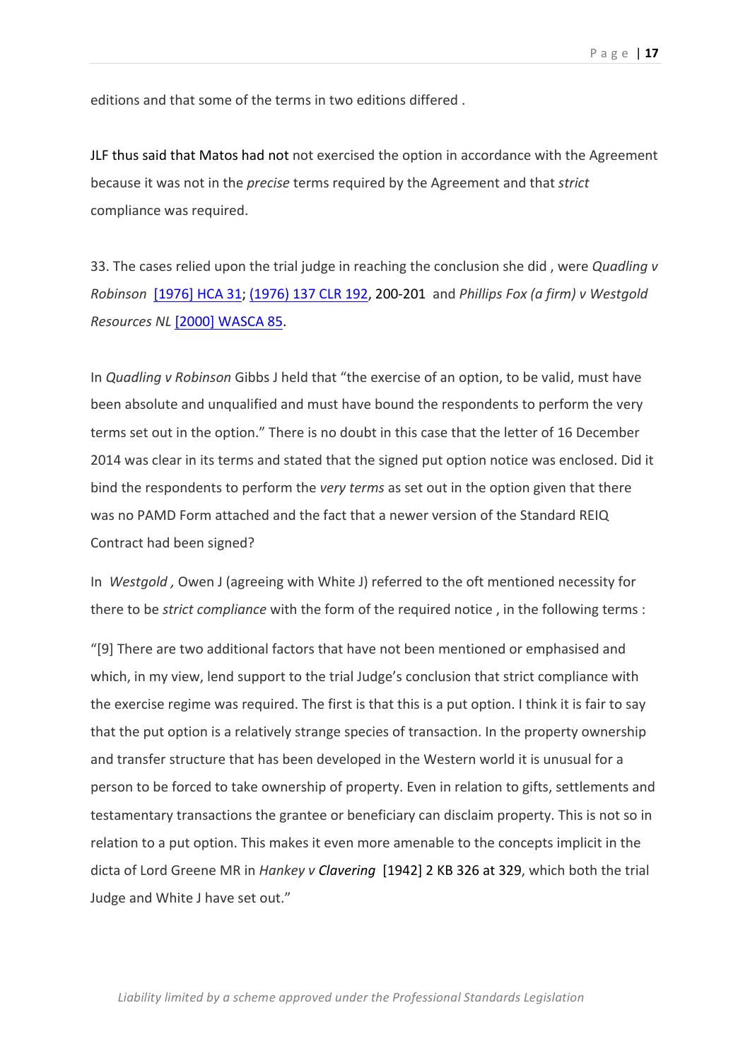editions and that some of the terms in two editions differed .

JLF thus said that Matos had not not exercised the option in accordance with the Agreement because it was not in the *precise* terms required by the Agreement and that *strict* compliance was required.

33. The cases relied upon the trial judge in reaching the conclusion she did , were *Quadling v Robinson* [1976] HCA 31; (1976) 137 CLR 192, 200-201 and *Phillips Fox (a firm) v Westgold Resources NL* [2000] WASCA 85.

In *Quadling v Robinson* Gibbs J held that "the exercise of an option, to be valid, must have been absolute and unqualified and must have bound the respondents to perform the very terms set out in the option." There is no doubt in this case that the letter of 16 December 2014 was clear in its terms and stated that the signed put option notice was enclosed. Did it bind the respondents to perform the *very terms* as set out in the option given that there was no PAMD Form attached and the fact that a newer version of the Standard REIQ Contract had been signed?

In *Westgold ,* Owen J (agreeing with White J) referred to the oft mentioned necessity for there to be *strict compliance* with the form of the required notice , in the following terms :

"[9] There are two additional factors that have not been mentioned or emphasised and which, in my view, lend support to the trial Judge's conclusion that strict compliance with the exercise regime was required. The first is that this is a put option. I think it is fair to say that the put option is a relatively strange species of transaction. In the property ownership and transfer structure that has been developed in the Western world it is unusual for a person to be forced to take ownership of property. Even in relation to gifts, settlements and testamentary transactions the grantee or beneficiary can disclaim property. This is not so in relation to a put option. This makes it even more amenable to the concepts implicit in the dicta of Lord Greene MR in *Hankey v Clavering* [1942] 2 KB 326 at 329, which both the trial Judge and White J have set out."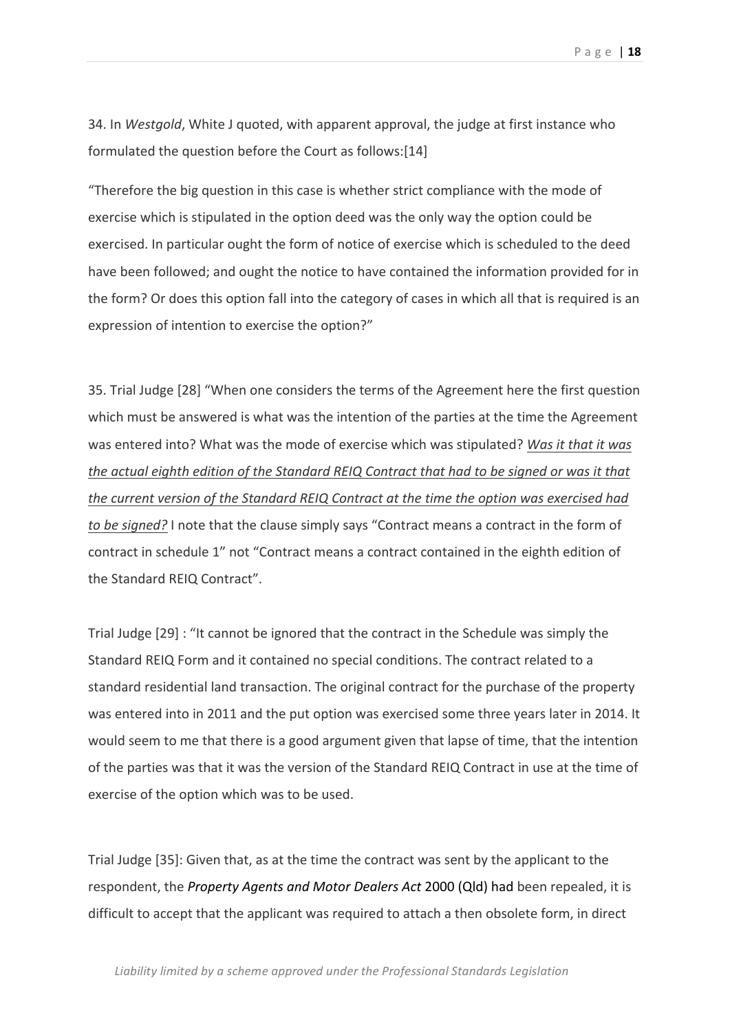34. In *Westgold*, White J quoted, with apparent approval, the judge at first instance who formulated the question before the Court as follows:[14]

"Therefore the big question in this case is whether strict compliance with the mode of exercise which is stipulated in the option deed was the only way the option could be exercised. In particular ought the form of notice of exercise which is scheduled to the deed have been followed; and ought the notice to have contained the information provided for in the form? Or does this option fall into the category of cases in which all that is required is an expression of intention to exercise the option?"

35. Trial Judge [28] "When one considers the terms of the Agreement here the first question which must be answered is what was the intention of the parties at the time the Agreement was entered into? What was the mode of exercise which was stipulated? *Was it that it was the actual eighth edition of the Standard REIQ Contract that had to be signed or was it that the current version of the Standard REIQ Contract at the time the option was exercised had to be signed?* I note that the clause simply says "Contract means a contract in the form of contract in schedule 1" not "Contract means a contract contained in the eighth edition of the Standard REIQ Contract".

Trial Judge [29] : "It cannot be ignored that the contract in the Schedule was simply the Standard REIQ Form and it contained no special conditions. The contract related to a standard residential land transaction. The original contract for the purchase of the property was entered into in 2011 and the put option was exercised some three years later in 2014. It would seem to me that there is a good argument given that lapse of time, that the intention of the parties was that it was the version of the Standard REIQ Contract in use at the time of exercise of the option which was to be used.

Trial Judge [35]: Given that, as at the time the contract was sent by the applicant to the respondent, the *Property Agents and Motor Dealers Act* 2000 (Qld) had been repealed, it is difficult to accept that the applicant was required to attach a then obsolete form, in direct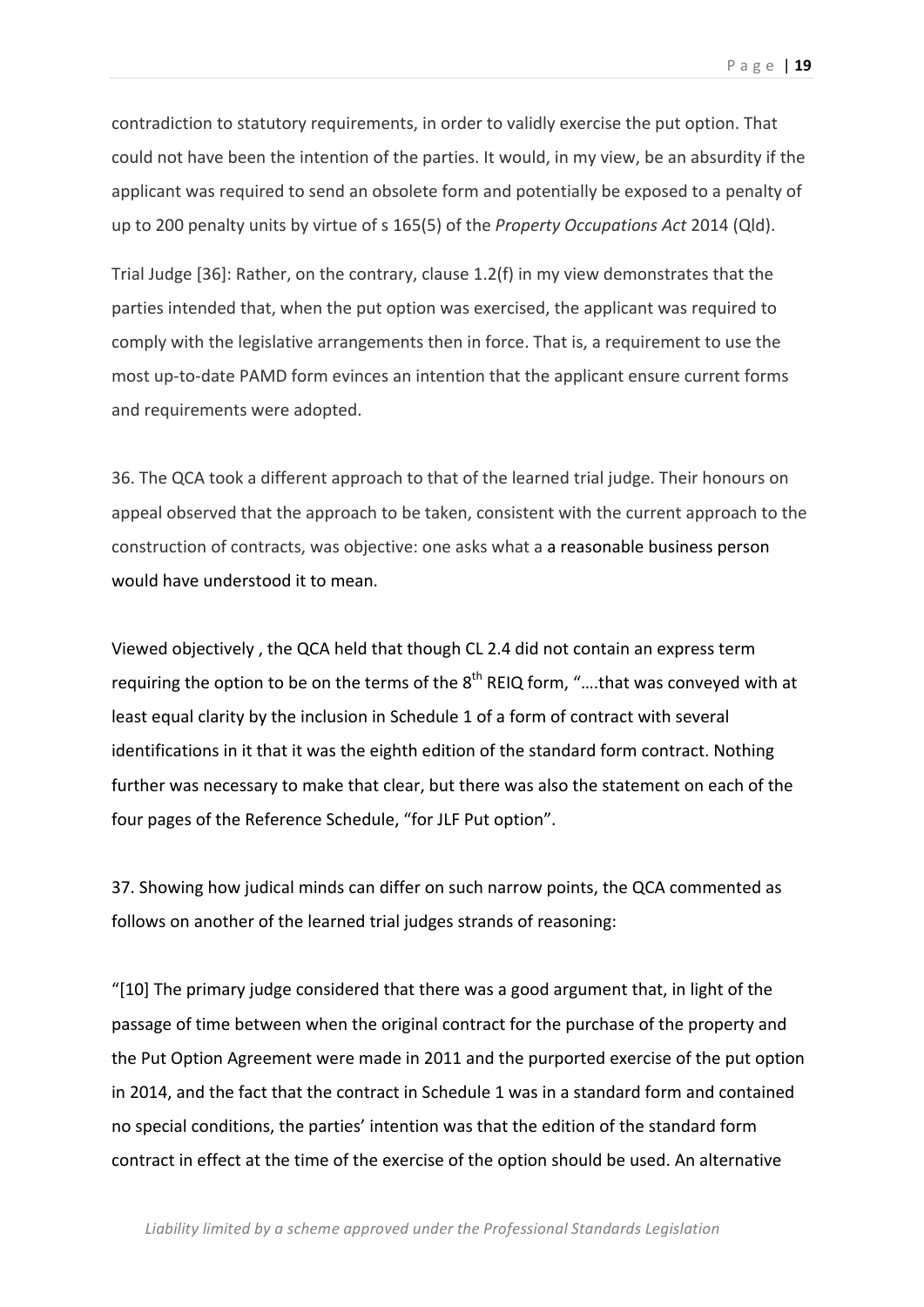contradiction to statutory requirements, in order to validly exercise the put option. That could not have been the intention of the parties. It would, in my view, be an absurdity if the applicant was required to send an obsolete form and potentially be exposed to a penalty of up to 200 penalty units by virtue of s 165(5) of the *Property Occupations Act* 2014 (Qld).

Trial Judge [36]: Rather, on the contrary, clause 1.2(f) in my view demonstrates that the parties intended that, when the put option was exercised, the applicant was required to comply with the legislative arrangements then in force. That is, a requirement to use the most up-to-date PAMD form evinces an intention that the applicant ensure current forms and requirements were adopted.

36. The QCA took a different approach to that of the learned trial judge. Their honours on appeal observed that the approach to be taken, consistent with the current approach to the construction of contracts, was objective: one asks what a a reasonable business person would have understood it to mean.

Viewed objectively , the QCA held that though CL 2.4 did not contain an express term requiring the option to be on the terms of the 8th REIQ form, "….that was conveyed with at least equal clarity by the inclusion in Schedule 1 of a form of contract with several identifications in it that it was the eighth edition of the standard form contract. Nothing further was necessary to make that clear, but there was also the statement on each of the four pages of the Reference Schedule, "for JLF Put option".

37. Showing how judical minds can differ on such narrow points, the QCA commented as follows on another of the learned trial judges strands of reasoning:

"[10] The primary judge considered that there was a good argument that, in light of the passage of time between when the original contract for the purchase of the property and the Put Option Agreement were made in 2011 and the purported exercise of the put option in 2014, and the fact that the contract in Schedule 1 was in a standard form and contained no special conditions, the parties' intention was that the edition of the standard form contract in effect at the time of the exercise of the option should be used. An alternative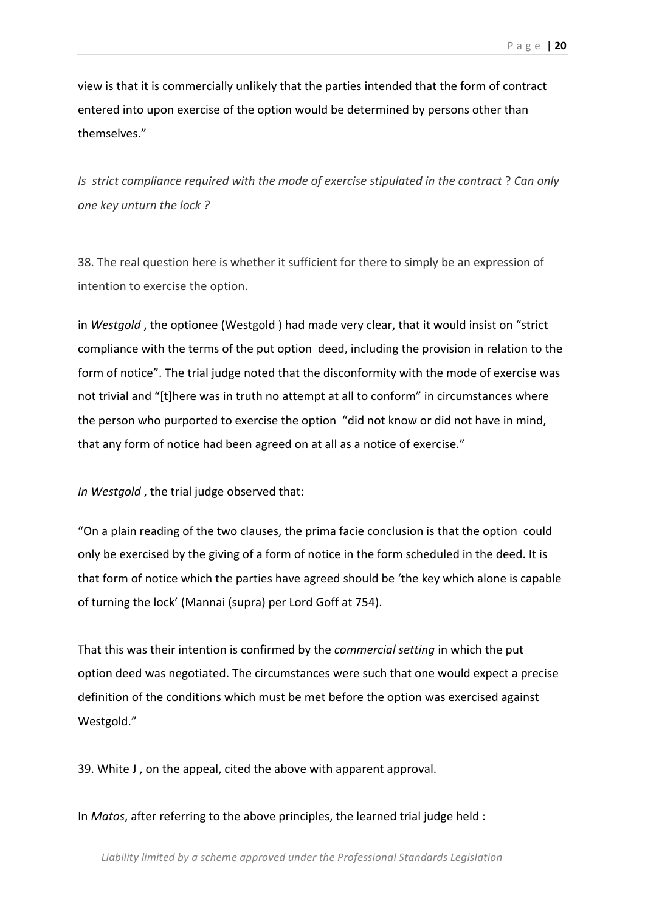view is that it is commercially unlikely that the parties intended that the form of contract entered into upon exercise of the option would be determined by persons other than themselves."

*Is strict compliance required with the mode of exercise stipulated in the contract* ? *Can only one key unturn the lock ?*

38. The real question here is whether it sufficient for there to simply be an expression of intention to exercise the option.

in *Westgold* , the optionee (Westgold ) had made very clear, that it would insist on "strict compliance with the terms of the put option deed, including the provision in relation to the form of notice". The trial judge noted that the disconformity with the mode of exercise was not trivial and "[t]here was in truth no attempt at all to conform" in circumstances where the person who purported to exercise the option "did not know or did not have in mind, that any form of notice had been agreed on at all as a notice of exercise."

*In Westgold* , the trial judge observed that:

"On a plain reading of the two clauses, the prima facie conclusion is that the option could only be exercised by the giving of a form of notice in the form scheduled in the deed. It is that form of notice which the parties have agreed should be 'the key which alone is capable of turning the lock' (Mannai (supra) per Lord Goff at 754).

That this was their intention is confirmed by the *commercial setting* in which the put option deed was negotiated. The circumstances were such that one would expect a precise definition of the conditions which must be met before the option was exercised against Westgold."

39. White J , on the appeal, cited the above with apparent approval.

In *Matos*, after referring to the above principles, the learned trial judge held :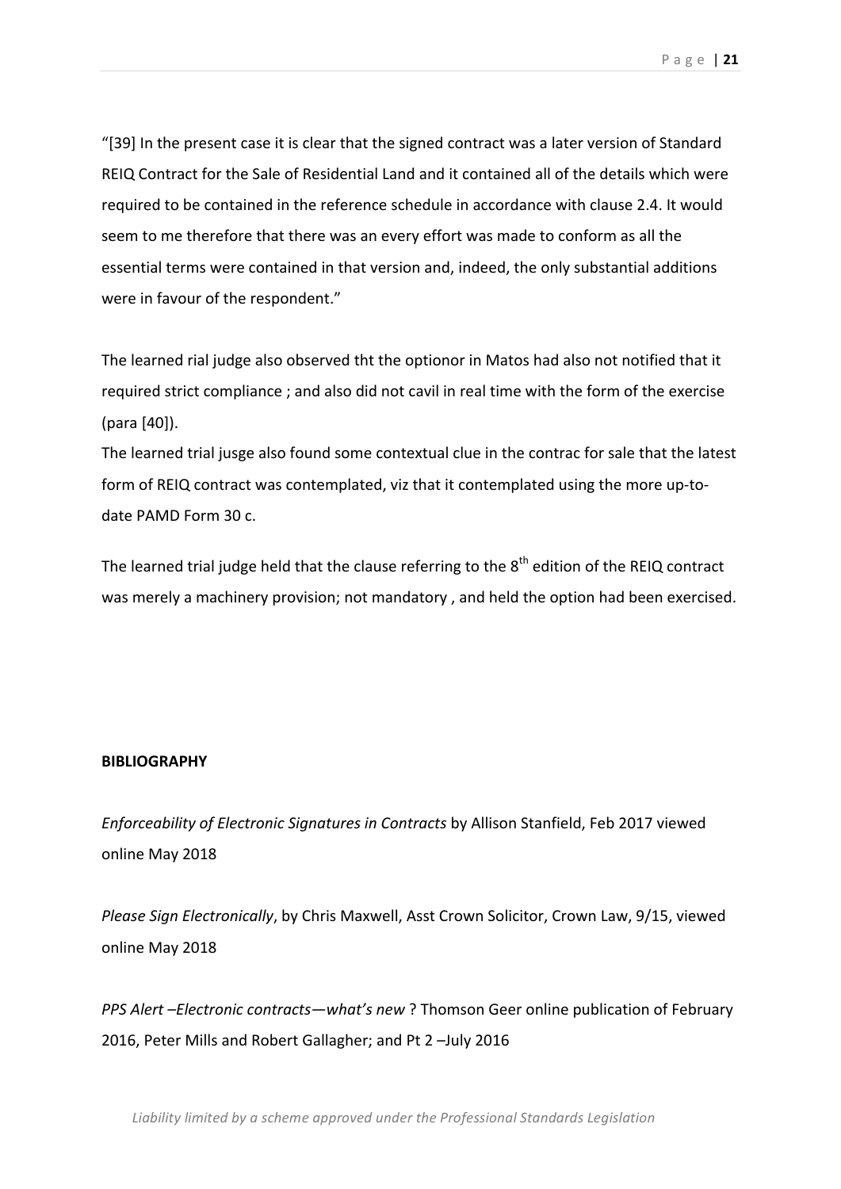"[39] In the present case it is clear that the signed contract was a later version of Standard REIQ Contract for the Sale of Residential Land and it contained all of the details which were required to be contained in the reference schedule in accordance with clause 2.4. It would seem to me therefore that there was an every effort was made to conform as all the essential terms were contained in that version and, indeed, the only substantial additions were in favour of the respondent."

The learned rial judge also observed tht the optionor in Matos had also not notified that it required strict compliance ; and also did not cavil in real time with the form of the exercise (para [40]).

The learned trial jusge also found some contextual clue in the contrac for sale that the latest form of REIQ contract was contemplated, viz that it contemplated using the more up-to-date PAMD Form 30 c.

The learned trial judge held that the clause referring to the 8th edition of the REIQ contract was merely a machinery provision; not mandatory , and held the option had been exercised.

**BIBLIOGRAPHY**

*Enforceability of Electronic Signatures in Contracts* by Allison Stanfield, Feb 2017 viewed online May 2018

*Please Sign Electronically*, by Chris Maxwell, Asst Crown Solicitor, Crown Law, 9/15, viewed online May 2018

*PPS Alert –Electronic contracts—what's new* ? Thomson Geer online publication of February 2016, Peter Mills and Robert Gallagher; and Pt 2 –July 2016

*Liability limited by a scheme approved under the Professional Standards Legislation*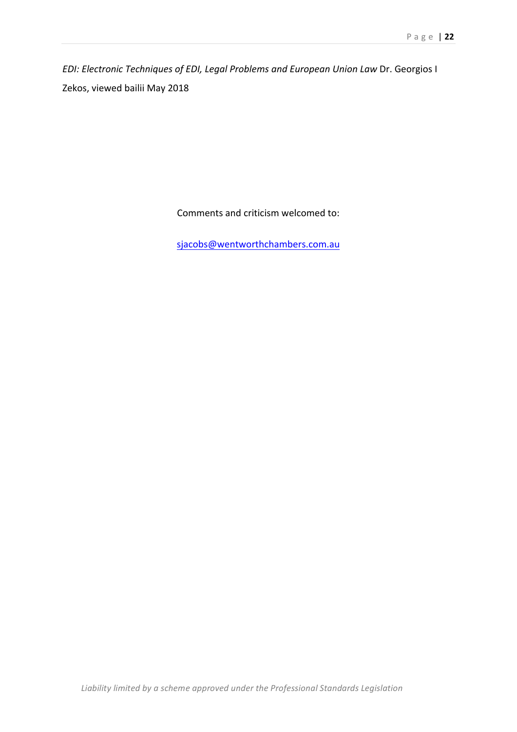*EDI: Electronic Techniques of EDI, Legal Problems and European Union Law* Dr. Georgios I Zekos, viewed bailii May 2018

Comments and criticism welcomed to:

[sjacobs@wentworthchambers.com.au](mailto:sjacobs@wentworthchambers.com.au)

*Liability limited by a scheme approved under the Professional Standards Legislation*